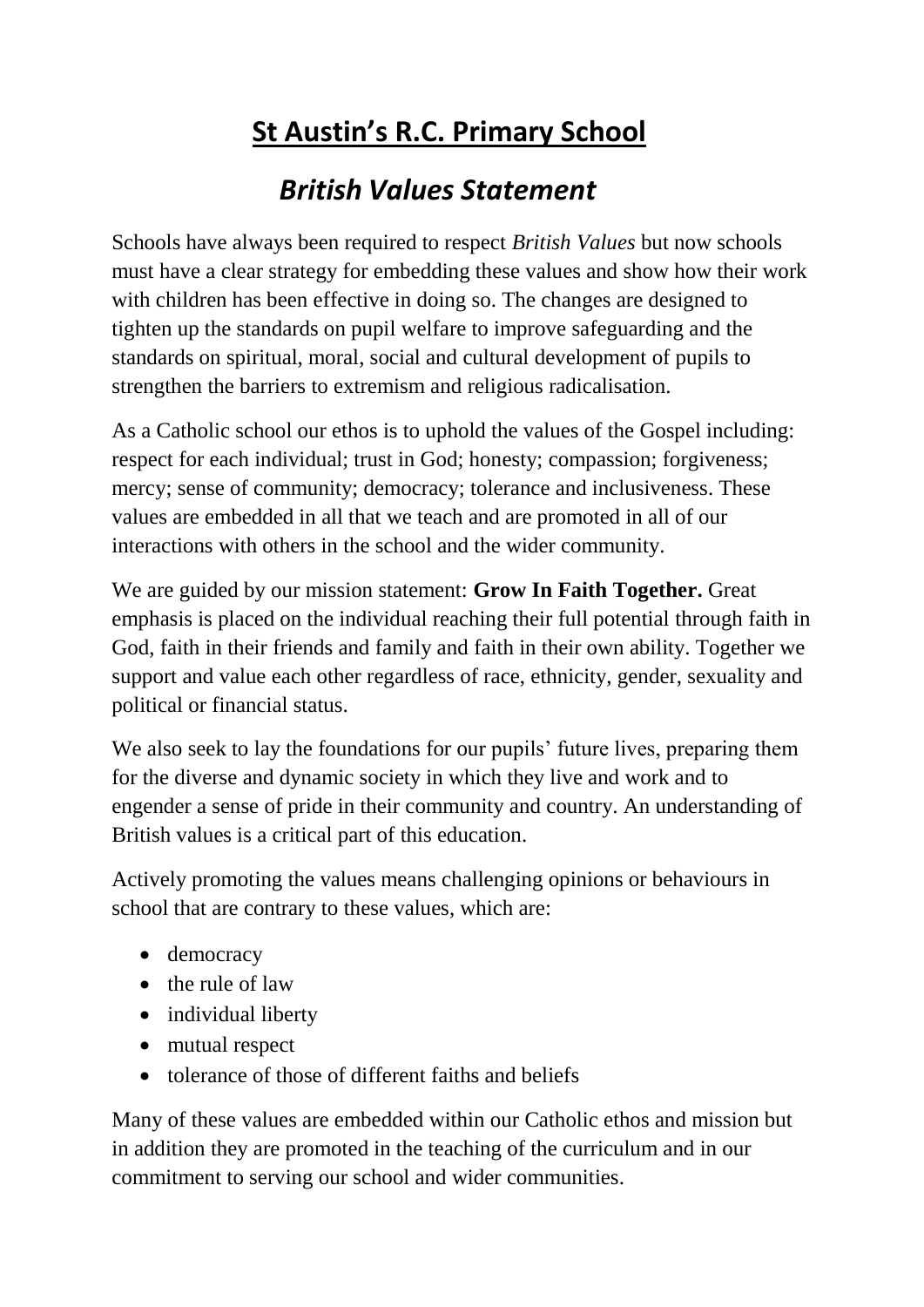# St Austin's R.C. Primary School

## *British Values Statement*

Schools have always been required to respect *British Values* but now schools must have a clear strategy for embedding these values and show how their work with children has been effective in doing so. The changes are designed to tighten up the standards on pupil welfare to improve safeguarding and the standards on spiritual, moral, social and cultural development of pupils to strengthen the barriers to extremism and religious radicalisation.

As a Catholic school our ethos is to uphold the values of the Gospel including: respect for each individual; trust in God; honesty; compassion; forgiveness; mercy; sense of community; democracy; tolerance and inclusiveness. These values are embedded in all that we teach and are promoted in all of our interactions with others in the school and the wider community.

We are guided by our mission statement: **Grow In Faith Together.** Great emphasis is placed on the individual reaching their full potential through faith in God, faith in their friends and family and faith in their own ability. Together we support and value each other regardless of race, ethnicity, gender, sexuality and political or financial status.

We also seek to lay the foundations for our pupils' future lives, preparing them for the diverse and dynamic society in which they live and work and to engender a sense of pride in their community and country. An understanding of British values is a critical part of this education.

Actively promoting the values means challenging opinions or behaviours in school that are contrary to these values, which are:

- democracy
- the rule of law
- individual liberty
- mutual respect
- tolerance of those of different faiths and beliefs

Many of these values are embedded within our Catholic ethos and mission but in addition they are promoted in the teaching of the curriculum and in our commitment to serving our school and wider communities.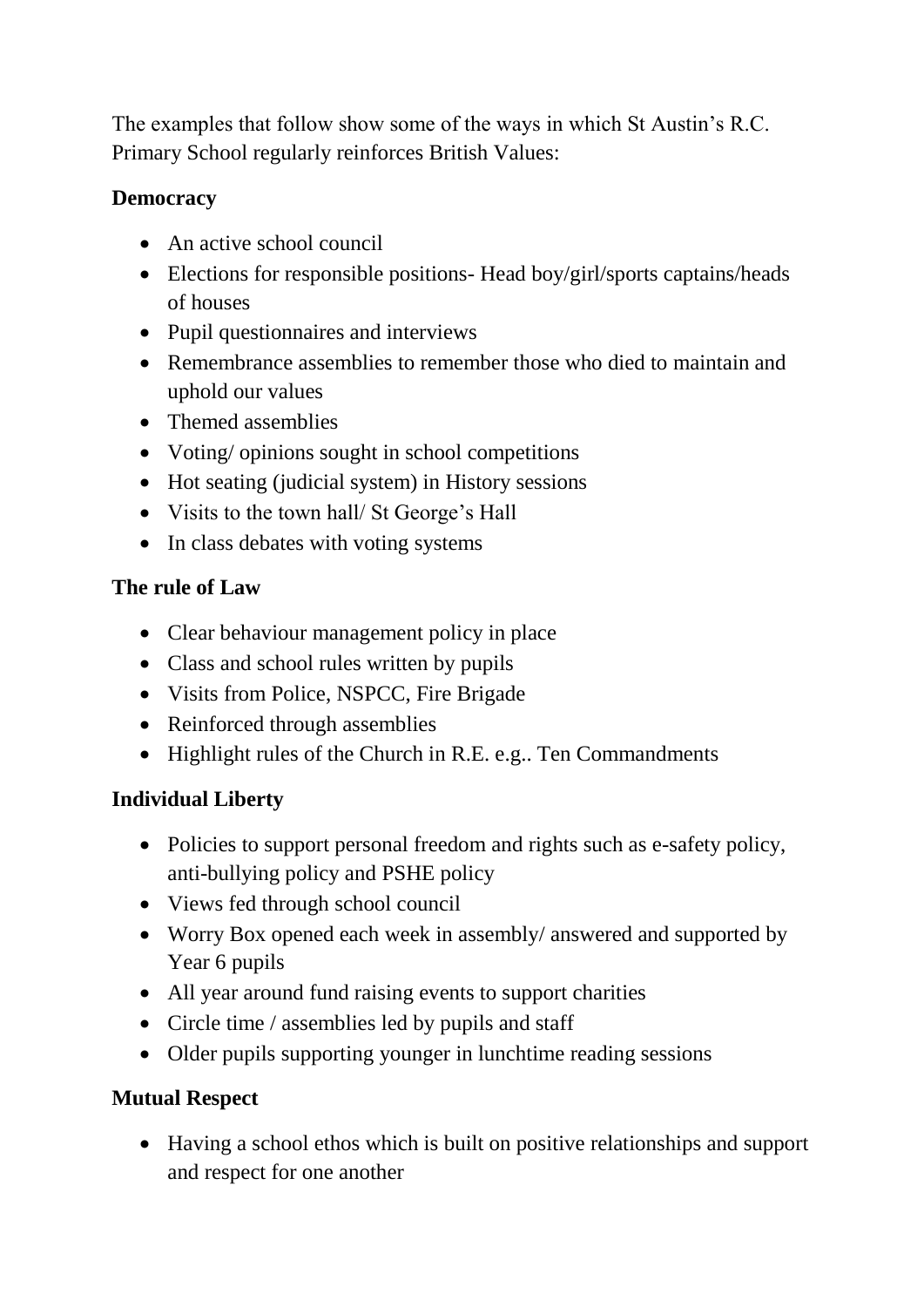The examples that follow show some of the ways in which St Austin's R.C. Primary School regularly reinforces British Values:

**Democracy**

- An active school council
- Elections for responsible positions- Head boy/girl/sports captains/heads of houses
- Pupil questionnaires and interviews
- Remembrance assemblies to remember those who died to maintain and uphold our values
- Themed assemblies
- Voting/ opinions sought in school competitions
- Hot seating (judicial system) in History sessions
- Visits to the town hall/ St George's Hall
- In class debates with voting systems

**The rule of Law**

- Clear behaviour management policy in place
- Class and school rules written by pupils
- Visits from Police, NSPCC, Fire Brigade
- Reinforced through assemblies
- Highlight rules of the Church in R.E. e.g.. Ten Commandments

**Individual Liberty**

- Policies to support personal freedom and rights such as e-safety policy, anti-bullying policy and PSHE policy
- Views fed through school council
- Worry Box opened each week in assembly/ answered and supported by Year 6 pupils
- All year around fund raising events to support charities
- Circle time / assemblies led by pupils and staff
- Older pupils supporting younger in lunchtime reading sessions

**Mutual Respect**

- Having a school ethos which is built on positive relationships and support and respect for one another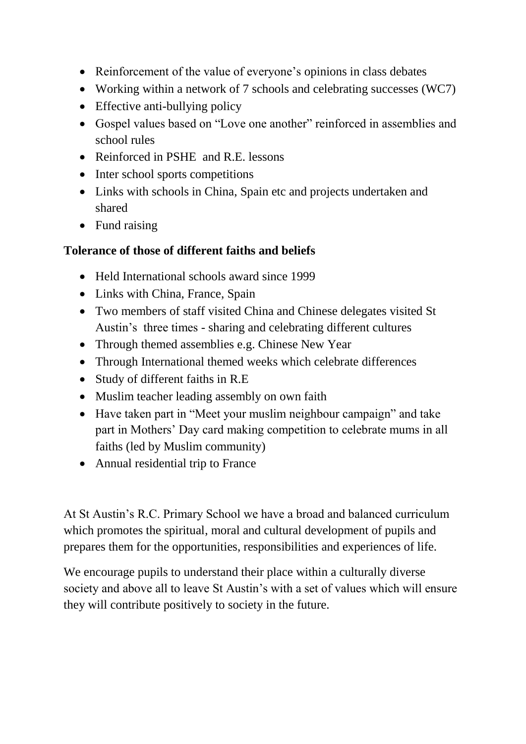- Reinforcement of the value of everyone's opinions in class debates
- Working within a network of 7 schools and celebrating successes (WC7)
- Effective anti-bullying policy
- Gospel values based on "Love one another" reinforced in assemblies and school rules
- Reinforced in PSHE and R.E. lessons
- Inter school sports competitions
- Links with schools in China, Spain etc and projects undertaken and shared
- Fund raising

**Tolerance of those of different faiths and beliefs**

- Held International schools award since 1999
- Links with China, France, Spain
- Two members of staff visited China and Chinese delegates visited St Austin's three times - sharing and celebrating different cultures
- Through themed assemblies e.g. Chinese New Year
- Through International themed weeks which celebrate differences
- Study of different faiths in R.E
- Muslim teacher leading assembly on own faith
- Have taken part in "Meet your muslim neighbour campaign" and take part in Mothers' Day card making competition to celebrate mums in all faiths (led by Muslim community)
- Annual residential trip to France

At St Austin's R.C. Primary School we have a broad and balanced curriculum which promotes the spiritual, moral and cultural development of pupils and prepares them for the opportunities, responsibilities and experiences of life.

We encourage pupils to understand their place within a culturally diverse society and above all to leave St Austin's with a set of values which will ensure they will contribute positively to society in the future.